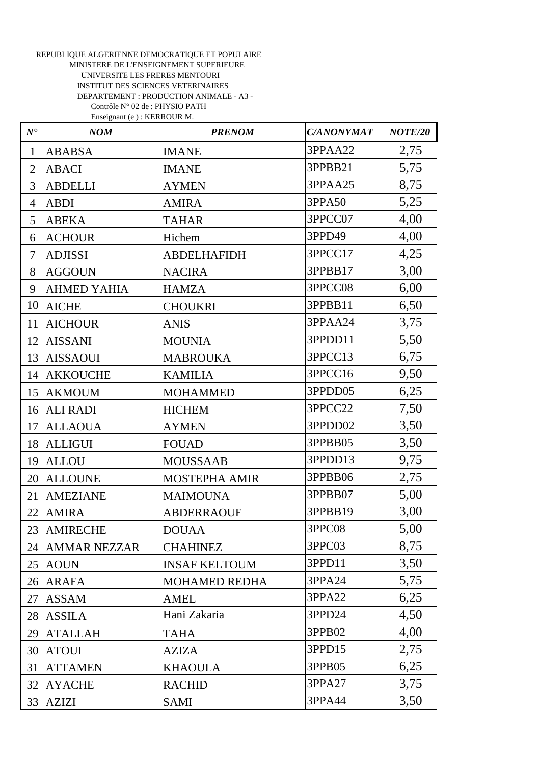REPUBLIQUE ALGERIENNE DEMOCRATIQUE ET POPULAIRE
MINISTERE DE L'ENSEIGNEMENT SUPERIEURE
UNIVERSITE LES FRERES MENTOURI
INSTITUT DES SCIENCES VETERINAIRES
DEPARTEMENT : PRODUCTION ANIMALE - A3 -
Contrôle N° 02 de : PHYSIO PATH
Enseignant (e ) : KERROUR M.

| *N°* | *NOM* | *PRENOM* | *C/ANONYMAT* | *NOTE/20* |
|---|---|---|---|---|
| 1 | ABABSA | IMANE | 3PPAA22 | 2,75 |
| 2 | ABACI | IMANE | 3PPBB21 | 5,75 |
| 3 | ABDELLI | AYMEN | 3PPAA25 | 8,75 |
| 4 | ABDI | AMIRA | 3PPA50 | 5,25 |
| 5 | ABEKA | TAHAR | 3PPCC07 | 4,00 |
| 6 | ACHOUR | Hichem | 3PPD49 | 4,00 |
| 7 | ADJISSI | ABDELHAFIDH | 3PPCC17 | 4,25 |
| 8 | AGGOUN | NACIRA | 3PPBB17 | 3,00 |
| 9 | AHMED YAHIA | HAMZA | 3PPCC08 | 6,00 |
| 10 | AICHE | CHOUKRI | 3PPBB11 | 6,50 |
| 11 | AICHOUR | ANIS | 3PPAA24 | 3,75 |
| 12 | AISSANI | MOUNIA | 3PPDD11 | 5,50 |
| 13 | AISSAOUI | MABROUKA | 3PPCC13 | 6,75 |
| 14 | AKKOUCHE | KAMILIA | 3PPCC16 | 9,50 |
| 15 | AKMOUM | MOHAMMED | 3PPDD05 | 6,25 |
| 16 | ALI RADI | HICHEM | 3PPCC22 | 7,50 |
| 17 | ALLAOUA | AYMEN | 3PPDD02 | 3,50 |
| 18 | ALLIGUI | FOUAD | 3PPBB05 | 3,50 |
| 19 | ALLOU | MOUSSAAB | 3PPDD13 | 9,75 |
| 20 | ALLOUNE | MOSTEPHA AMIR | 3PPBB06 | 2,75 |
| 21 | AMEZIANE | MAIMOUNA | 3PPBB07 | 5,00 |
| 22 | AMIRA | ABDERRAOUF | 3PPBB19 | 3,00 |
| 23 | AMIRECHE | DOUAA | 3PPC08 | 5,00 |
| 24 | AMMAR NEZZAR | CHAHINEZ | 3PPC03 | 8,75 |
| 25 | AOUN | INSAF KELTOUM | 3PPD11 | 3,50 |
| 26 | ARAFA | MOHAMED REDHA | 3PPA24 | 5,75 |
| 27 | ASSAM | AMEL | 3PPA22 | 6,25 |
| 28 | ASSILA | Hani Zakaria | 3PPD24 | 4,50 |
| 29 | ATALLAH | TAHA | 3PPB02 | 4,00 |
| 30 | ATOUI | AZIZA | 3PPD15 | 2,75 |
| 31 | ATTAMEN | KHAOULA | 3PPB05 | 6,25 |
| 32 | AYACHE | RACHID | 3PPA27 | 3,75 |
| 33 | AZIZI | SAMI | 3PPA44 | 3,50 |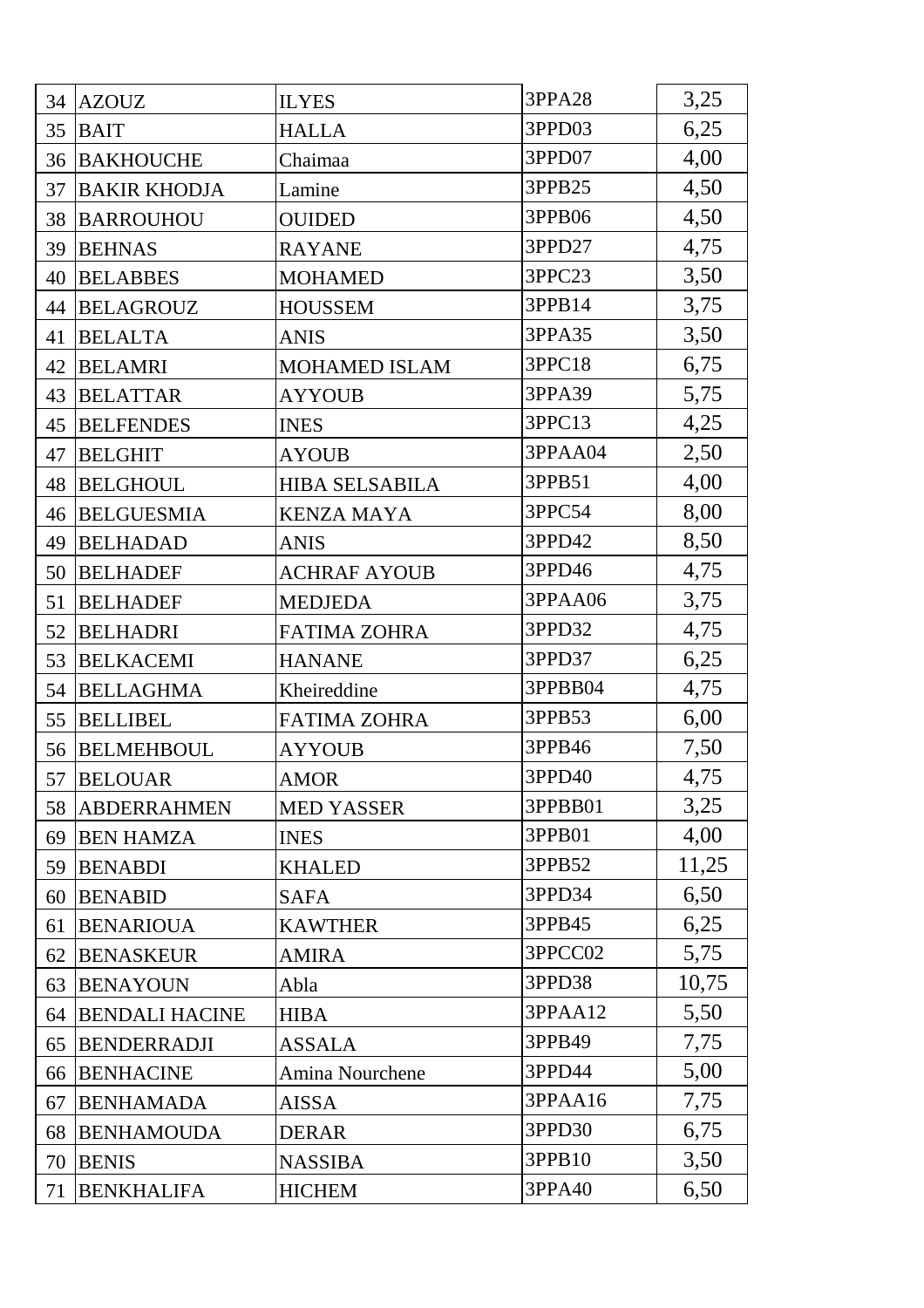| | | | | |
|---|---|---|---|---|
| 34 | AZOUZ | ILYES | 3PPA28 | 3,25 |
| 35 | BAIT | HALLA | 3PPD03 | 6,25 |
| 36 | BAKHOUCHE | Chaimaa | 3PPD07 | 4,00 |
| 37 | BAKIR KHODJA | Lamine | 3PPB25 | 4,50 |
| 38 | BARROUHOU | OUIDED | 3PPB06 | 4,50 |
| 39 | BEHNAS | RAYANE | 3PPD27 | 4,75 |
| 40 | BELABBES | MOHAMED | 3PPC23 | 3,50 |
| 44 | BELAGROUZ | HOUSSEM | 3PPB14 | 3,75 |
| 41 | BELALTA | ANIS | 3PPA35 | 3,50 |
| 42 | BELAMRI | MOHAMED ISLAM | 3PPC18 | 6,75 |
| 43 | BELATTAR | AYYOUB | 3PPA39 | 5,75 |
| 45 | BELFENDES | INES | 3PPC13 | 4,25 |
| 47 | BELGHIT | AYOUB | 3PPAA04 | 2,50 |
| 48 | BELGHOUL | HIBA SELSABILA | 3PPB51 | 4,00 |
| 46 | BELGUESMIA | KENZA MAYA | 3PPC54 | 8,00 |
| 49 | BELHADAD | ANIS | 3PPD42 | 8,50 |
| 50 | BELHADEF | ACHRAF AYOUB | 3PPD46 | 4,75 |
| 51 | BELHADEF | MEDJEDA | 3PPAA06 | 3,75 |
| 52 | BELHADRI | FATIMA ZOHRA | 3PPD32 | 4,75 |
| 53 | BELKACEMI | HANANE | 3PPD37 | 6,25 |
| 54 | BELLAGHMA | Kheireddine | 3PPBB04 | 4,75 |
| 55 | BELLIBEL | FATIMA ZOHRA | 3PPB53 | 6,00 |
| 56 | BELMEHBOUL | AYYOUB | 3PPB46 | 7,50 |
| 57 | BELOUAR | AMOR | 3PPD40 | 4,75 |
| 58 | ABDERRAHMEN | MED YASSER | 3PPBB01 | 3,25 |
| 69 | BEN HAMZA | INES | 3PPB01 | 4,00 |
| 59 | BENABDI | KHALED | 3PPB52 | 11,25 |
| 60 | BENABID | SAFA | 3PPD34 | 6,50 |
| 61 | BENARIOUA | KAWTHER | 3PPB45 | 6,25 |
| 62 | BENASKEUR | AMIRA | 3PPCC02 | 5,75 |
| 63 | BENAYOUN | Abla | 3PPD38 | 10,75 |
| 64 | BENDALI HACINE | HIBA | 3PPAA12 | 5,50 |
| 65 | BENDERRADJI | ASSALA | 3PPB49 | 7,75 |
| 66 | BENHACINE | Amina Nourchene | 3PPD44 | 5,00 |
| 67 | BENHAMADA | AISSA | 3PPAA16 | 7,75 |
| 68 | BENHAMOUDA | DERAR | 3PPD30 | 6,75 |
| 70 | BENIS | NASSIBA | 3PPB10 | 3,50 |
| 71 | BENKHALIFA | HICHEM | 3PPA40 | 6,50 |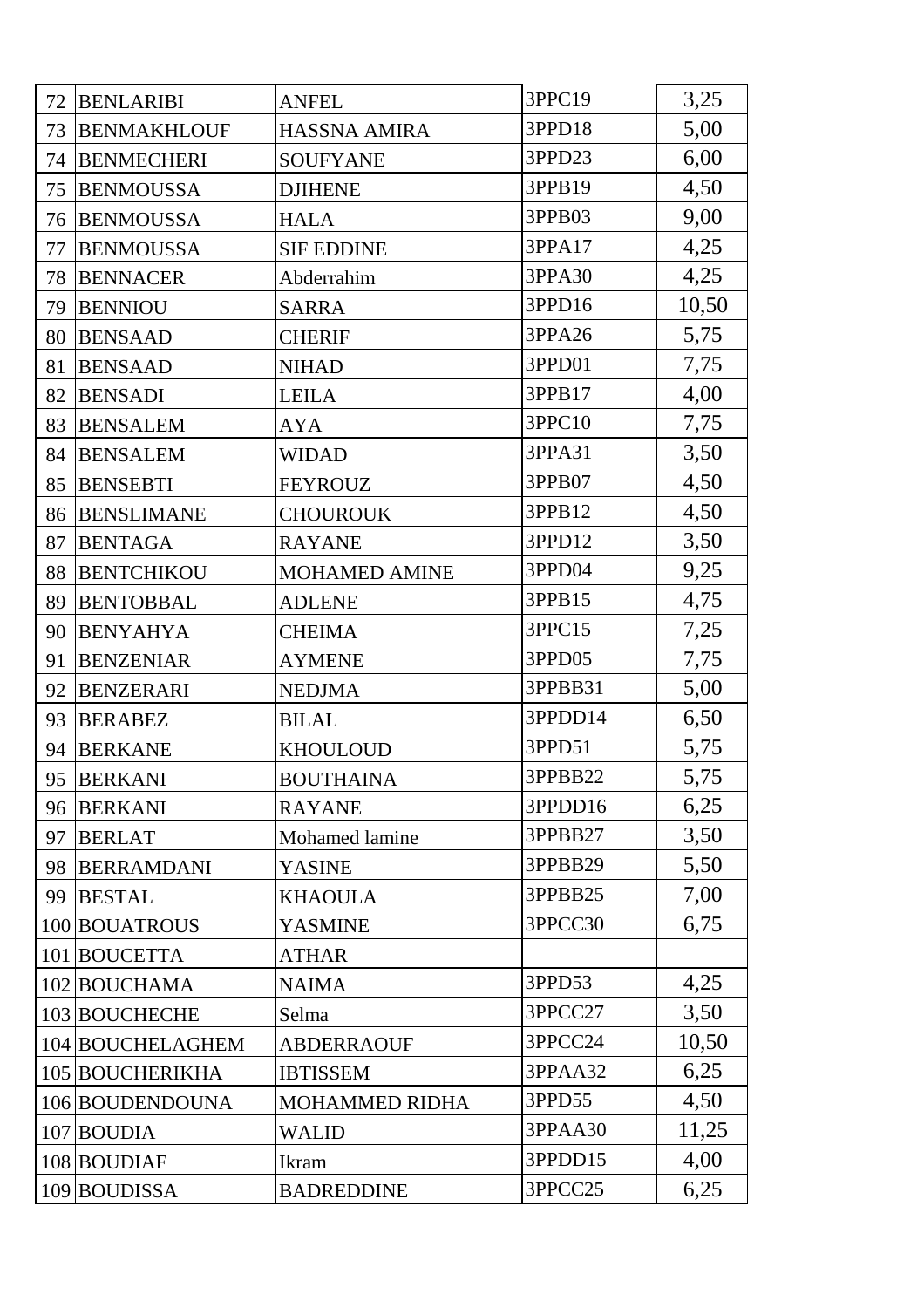| | | | | |
|---|---|---|---|---|
| 72 | BENLARIBI | ANFEL | 3PPC19 | 3,25 |
| 73 | BENMAKHLOUF | HASSNA AMIRA | 3PPD18 | 5,00 |
| 74 | BENMECHERI | SOUFYANE | 3PPD23 | 6,00 |
| 75 | BENMOUSSA | DJIHENE | 3PPB19 | 4,50 |
| 76 | BENMOUSSA | HALA | 3PPB03 | 9,00 |
| 77 | BENMOUSSA | SIF EDDINE | 3PPA17 | 4,25 |
| 78 | BENNACER | Abderrahim | 3PPA30 | 4,25 |
| 79 | BENNIOU | SARRA | 3PPD16 | 10,50 |
| 80 | BENSAAD | CHERIF | 3PPA26 | 5,75 |
| 81 | BENSAAD | NIHAD | 3PPD01 | 7,75 |
| 82 | BENSADI | LEILA | 3PPB17 | 4,00 |
| 83 | BENSALEM | AYA | 3PPC10 | 7,75 |
| 84 | BENSALEM | WIDAD | 3PPA31 | 3,50 |
| 85 | BENSEBTI | FEYROUZ | 3PPB07 | 4,50 |
| 86 | BENSLIMANE | CHOUROUK | 3PPB12 | 4,50 |
| 87 | BENTAGA | RAYANE | 3PPD12 | 3,50 |
| 88 | BENTCHIKOU | MOHAMED AMINE | 3PPD04 | 9,25 |
| 89 | BENTOBBAL | ADLENE | 3PPB15 | 4,75 |
| 90 | BENYAHYA | CHEIMA | 3PPC15 | 7,25 |
| 91 | BENZENIAR | AYMENE | 3PPD05 | 7,75 |
| 92 | BENZERARI | NEDJMA | 3PPBB31 | 5,00 |
| 93 | BERABEZ | BILAL | 3PPDD14 | 6,50 |
| 94 | BERKANE | KHOULOUD | 3PPD51 | 5,75 |
| 95 | BERKANI | BOUTHAINA | 3PPBB22 | 5,75 |
| 96 | BERKANI | RAYANE | 3PPDD16 | 6,25 |
| 97 | BERLAT | Mohamed lamine | 3PPBB27 | 3,50 |
| 98 | BERRAMDANI | YASINE | 3PPBB29 | 5,50 |
| 99 | BESTAL | KHAOULA | 3PPBB25 | 7,00 |
| 100 | BOUATROUS | YASMINE | 3PPCC30 | 6,75 |
| 101 | BOUCETTA | ATHAR | | |
| 102 | BOUCHAMA | NAIMA | 3PPD53 | 4,25 |
| 103 | BOUCHECHE | Selma | 3PPCC27 | 3,50 |
| 104 | BOUCHELAGHEM | ABDERRAOUF | 3PPCC24 | 10,50 |
| 105 | BOUCHERIKHA | IBTISSEM | 3PPAA32 | 6,25 |
| 106 | BOUDENDOUNA | MOHAMMED RIDHA | 3PPD55 | 4,50 |
| 107 | BOUDIA | WALID | 3PPAA30 | 11,25 |
| 108 | BOUDIAF | Ikram | 3PPDD15 | 4,00 |
| 109 | BOUDISSA | BADREDDINE | 3PPCC25 | 6,25 |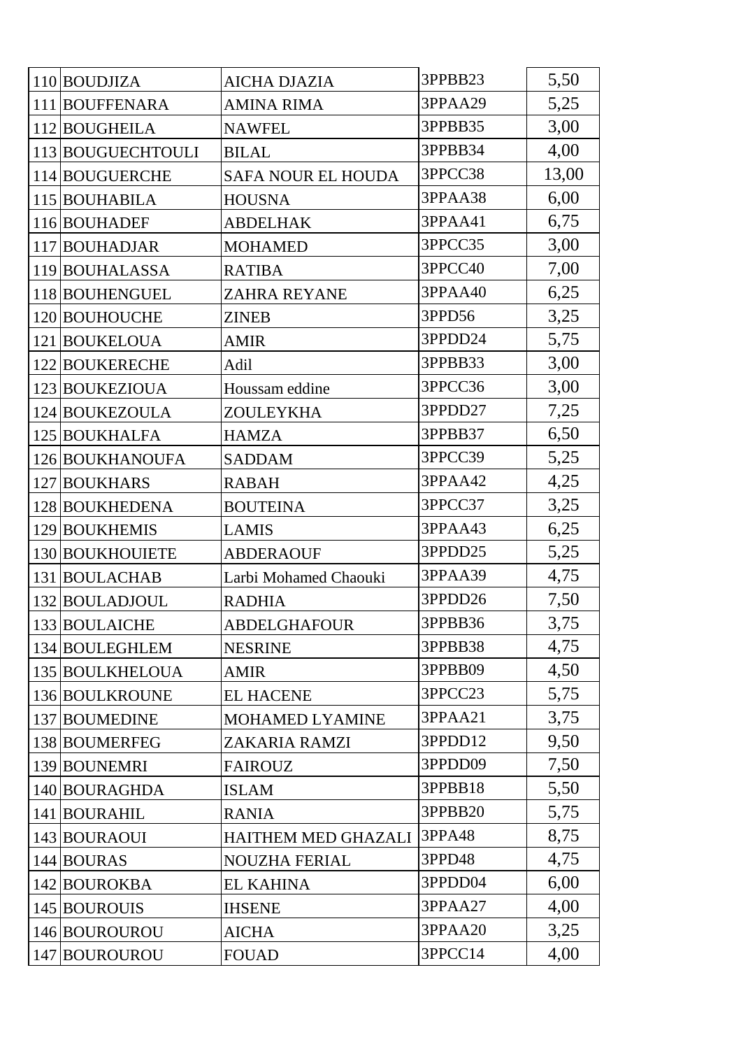| | | | | |
|---|---|---|---|---|
| 110 | BOUDJIZA | AICHA DJAZIA | 3PPBB23 | 5,50 |
| 111 | BOUFFENARA | AMINA RIMA | 3PPAA29 | 5,25 |
| 112 | BOUGHEILA | NAWFEL | 3PPBB35 | 3,00 |
| 113 | BOUGUECHTOULI | BILAL | 3PPBB34 | 4,00 |
| 114 | BOUGUERCHE | SAFA NOUR EL HOUDA | 3PPCC38 | 13,00 |
| 115 | BOUHABILA | HOUSNA | 3PPAA38 | 6,00 |
| 116 | BOUHADEF | ABDELHAK | 3PPAA41 | 6,75 |
| 117 | BOUHADJAR | MOHAMED | 3PPCC35 | 3,00 |
| 119 | BOUHALASSA | RATIBA | 3PPCC40 | 7,00 |
| 118 | BOUHENGUEL | ZAHRA REYANE | 3PPAA40 | 6,25 |
| 120 | BOUHOUCHE | ZINEB | 3PPD56 | 3,25 |
| 121 | BOUKELOUA | AMIR | 3PPDD24 | 5,75 |
| 122 | BOUKERECHE | Adil | 3PPBB33 | 3,00 |
| 123 | BOUKEZIOUA | Houssam eddine | 3PPCC36 | 3,00 |
| 124 | BOUKEZOULA | ZOULEYKHA | 3PPDD27 | 7,25 |
| 125 | BOUKHALFA | HAMZA | 3PPBB37 | 6,50 |
| 126 | BOUKHANOUFA | SADDAM | 3PPCC39 | 5,25 |
| 127 | BOUKHARS | RABAH | 3PPAA42 | 4,25 |
| 128 | BOUKHEDENA | BOUTEINA | 3PPCC37 | 3,25 |
| 129 | BOUKHEMIS | LAMIS | 3PPAA43 | 6,25 |
| 130 | BOUKHOUIETE | ABDERAOUF | 3PPDD25 | 5,25 |
| 131 | BOULACHAB | Larbi Mohamed Chaouki | 3PPAA39 | 4,75 |
| 132 | BOULADJOUL | RADHIA | 3PPDD26 | 7,50 |
| 133 | BOULAICHE | ABDELGHAFOUR | 3PPBB36 | 3,75 |
| 134 | BOULEGHLEM | NESRINE | 3PPBB38 | 4,75 |
| 135 | BOULKHELOUA | AMIR | 3PPBB09 | 4,50 |
| 136 | BOULKROUNE | EL HACENE | 3PPCC23 | 5,75 |
| 137 | BOUMEDINE | MOHAMED LYAMINE | 3PPAA21 | 3,75 |
| 138 | BOUMERFEG | ZAKARIA RAMZI | 3PPDD12 | 9,50 |
| 139 | BOUNEMRI | FAIROUZ | 3PPDD09 | 7,50 |
| 140 | BOURAGHDA | ISLAM | 3PPBB18 | 5,50 |
| 141 | BOURAHIL | RANIA | 3PPBB20 | 5,75 |
| 143 | BOURAOUI | HAITHEM MED GHAZALI | 3PPA48 | 8,75 |
| 144 | BOURAS | NOUZHA FERIAL | 3PPD48 | 4,75 |
| 142 | BOUROKBA | EL KAHINA | 3PPDD04 | 6,00 |
| 145 | BOUROUIS | IHSENE | 3PPAA27 | 4,00 |
| 146 | BOUROUROU | AICHA | 3PPAA20 | 3,25 |
| 147 | BOUROUROU | FOUAD | 3PPCC14 | 4,00 |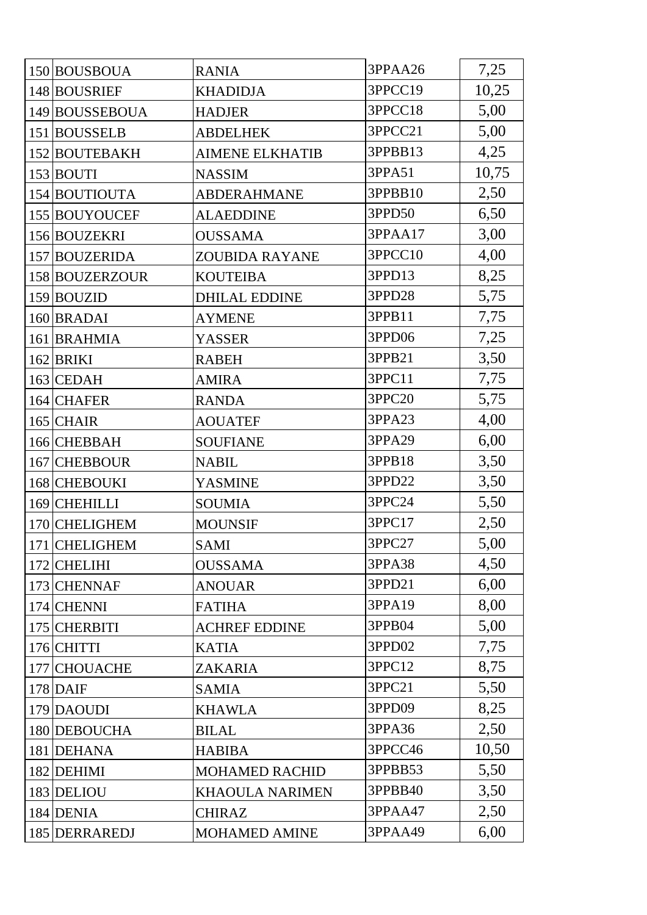| | | | | |
|---|---|---|---|---|
| 150 | BOUSBOUA | RANIA | 3PPAA26 | 7,25 |
| 148 | BOUSRIEF | KHADIDJA | 3PPCC19 | 10,25 |
| 149 | BOUSSEBOUA | HADJER | 3PPCC18 | 5,00 |
| 151 | BOUSSELB | ABDELHEK | 3PPCC21 | 5,00 |
| 152 | BOUTEBAKH | AIMENE ELKHATIB | 3PPBB13 | 4,25 |
| 153 | BOUTI | NASSIM | 3PPA51 | 10,75 |
| 154 | BOUTIOUTA | ABDERAHMANE | 3PPBB10 | 2,50 |
| 155 | BOUYOUCEF | ALAEDDINE | 3PPD50 | 6,50 |
| 156 | BOUZEKRI | OUSSAMA | 3PPAA17 | 3,00 |
| 157 | BOUZERIDA | ZOUBIDA RAYANE | 3PPCC10 | 4,00 |
| 158 | BOUZERZOUR | KOUTEIBA | 3PPD13 | 8,25 |
| 159 | BOUZID | DHILAL EDDINE | 3PPD28 | 5,75 |
| 160 | BRADAI | AYMENE | 3PPB11 | 7,75 |
| 161 | BRAHMIA | YASSER | 3PPD06 | 7,25 |
| 162 | BRIKI | RABEH | 3PPB21 | 3,50 |
| 163 | CEDAH | AMIRA | 3PPC11 | 7,75 |
| 164 | CHAFER | RANDA | 3PPC20 | 5,75 |
| 165 | CHAIR | AOUATEF | 3PPA23 | 4,00 |
| 166 | CHEBBAH | SOUFIANE | 3PPA29 | 6,00 |
| 167 | CHEBBOUR | NABIL | 3PPB18 | 3,50 |
| 168 | CHEBOUKI | YASMINE | 3PPD22 | 3,50 |
| 169 | CHEHILLI | SOUMIA | 3PPC24 | 5,50 |
| 170 | CHELIGHEM | MOUNSIF | 3PPC17 | 2,50 |
| 171 | CHELIGHEM | SAMI | 3PPC27 | 5,00 |
| 172 | CHELIHI | OUSSAMA | 3PPA38 | 4,50 |
| 173 | CHENNAF | ANOUAR | 3PPD21 | 6,00 |
| 174 | CHENNI | FATIHA | 3PPA19 | 8,00 |
| 175 | CHERBITI | ACHREF EDDINE | 3PPB04 | 5,00 |
| 176 | CHITTI | KATIA | 3PPD02 | 7,75 |
| 177 | CHOUACHE | ZAKARIA | 3PPC12 | 8,75 |
| 178 | DAIF | SAMIA | 3PPC21 | 5,50 |
| 179 | DAOUDI | KHAWLA | 3PPD09 | 8,25 |
| 180 | DEBOUCHA | BILAL | 3PPA36 | 2,50 |
| 181 | DEHANA | HABIBA | 3PPCC46 | 10,50 |
| 182 | DEHIMI | MOHAMED RACHID | 3PPBB53 | 5,50 |
| 183 | DELIOU | KHAOULA NARIMEN | 3PPBB40 | 3,50 |
| 184 | DENIA | CHIRAZ | 3PPAA47 | 2,50 |
| 185 | DERRAREDJ | MOHAMED AMINE | 3PPAA49 | 6,00 |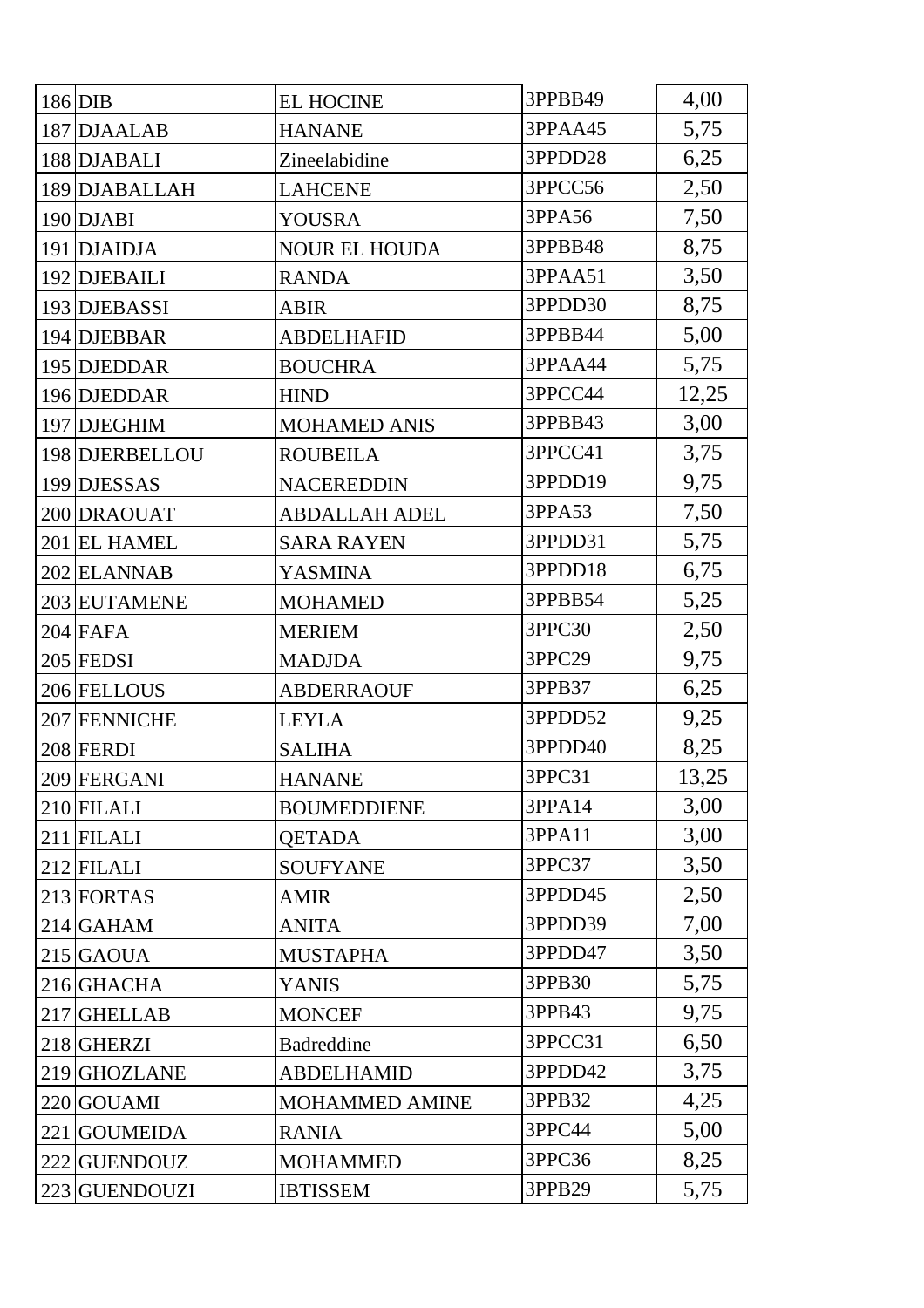| | | | | |
|---|---|---|---|---|
| 186 | DIB | EL HOCINE | 3PPBB49 | 4,00 |
| 187 | DJAALAB | HANANE | 3PPAA45 | 5,75 |
| 188 | DJABALI | Zineelabidine | 3PPDD28 | 6,25 |
| 189 | DJABALLAH | LAHCENE | 3PPCC56 | 2,50 |
| 190 | DJABI | YOUSRA | 3PPA56 | 7,50 |
| 191 | DJAIDJA | NOUR EL HOUDA | 3PPBB48 | 8,75 |
| 192 | DJEBAILI | RANDA | 3PPAA51 | 3,50 |
| 193 | DJEBASSI | ABIR | 3PPDD30 | 8,75 |
| 194 | DJEBBAR | ABDELHAFID | 3PPBB44 | 5,00 |
| 195 | DJEDDAR | BOUCHRA | 3PPAA44 | 5,75 |
| 196 | DJEDDAR | HIND | 3PPCC44 | 12,25 |
| 197 | DJEGHIM | MOHAMED ANIS | 3PPBB43 | 3,00 |
| 198 | DJERBELLOU | ROUBEILA | 3PPCC41 | 3,75 |
| 199 | DJESSAS | NACEREDDIN | 3PPDD19 | 9,75 |
| 200 | DRAOUAT | ABDALLAH ADEL | 3PPA53 | 7,50 |
| 201 | EL HAMEL | SARA RAYEN | 3PPDD31 | 5,75 |
| 202 | ELANNAB | YASMINA | 3PPDD18 | 6,75 |
| 203 | EUTAMENE | MOHAMED | 3PPBB54 | 5,25 |
| 204 | FAFA | MERIEM | 3PPC30 | 2,50 |
| 205 | FEDSI | MADJDA | 3PPC29 | 9,75 |
| 206 | FELLOUS | ABDERRAOUF | 3PPB37 | 6,25 |
| 207 | FENNICHE | LEYLA | 3PPDD52 | 9,25 |
| 208 | FERDI | SALIHA | 3PPDD40 | 8,25 |
| 209 | FERGANI | HANANE | 3PPC31 | 13,25 |
| 210 | FILALI | BOUMEDDIENE | 3PPA14 | 3,00 |
| 211 | FILALI | QETADA | 3PPA11 | 3,00 |
| 212 | FILALI | SOUFYANE | 3PPC37 | 3,50 |
| 213 | FORTAS | AMIR | 3PPDD45 | 2,50 |
| 214 | GAHAM | ANITA | 3PPDD39 | 7,00 |
| 215 | GAOUA | MUSTAPHA | 3PPDD47 | 3,50 |
| 216 | GHACHA | YANIS | 3PPB30 | 5,75 |
| 217 | GHELLAB | MONCEF | 3PPB43 | 9,75 |
| 218 | GHERZI | Badreddine | 3PPCC31 | 6,50 |
| 219 | GHOZLANE | ABDELHAMID | 3PPDD42 | 3,75 |
| 220 | GOUAMI | MOHAMMED AMINE | 3PPB32 | 4,25 |
| 221 | GOUMEIDA | RANIA | 3PPC44 | 5,00 |
| 222 | GUENDOUZ | MOHAMMED | 3PPC36 | 8,25 |
| 223 | GUENDOUZI | IBTISSEM | 3PPB29 | 5,75 |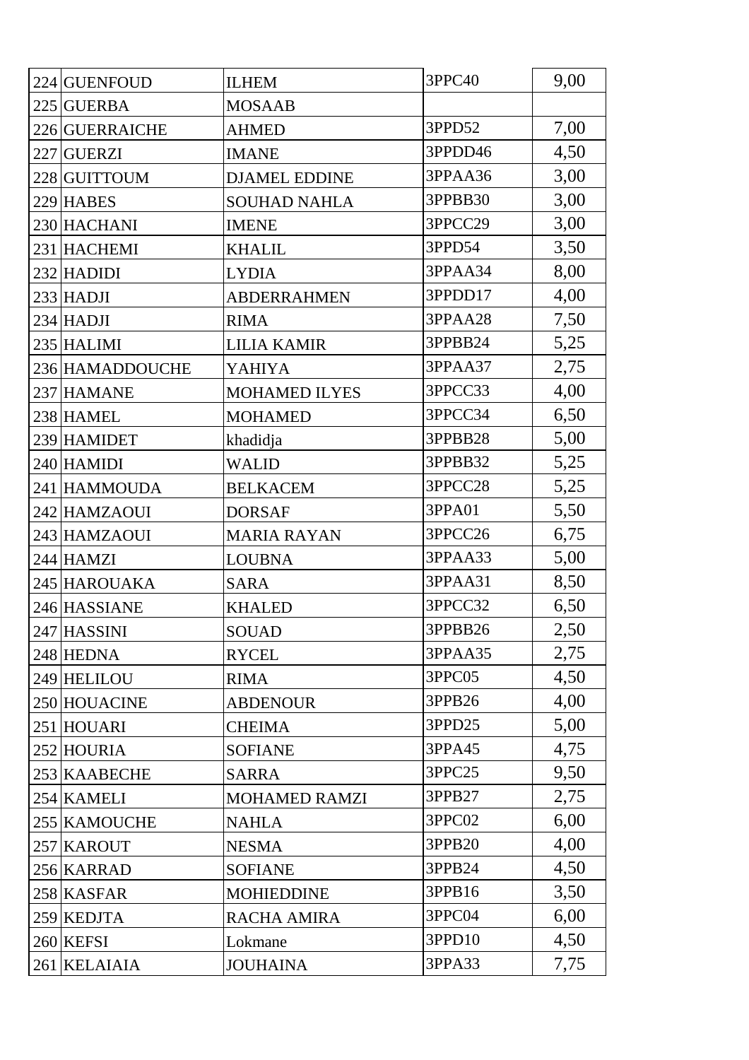| | | | | |
|---|---|---|---|---|
| 224 | GUENFOUD | ILHEM | 3PPC40 | 9,00 |
| 225 | GUERBA | MOSAAB | | |
| 226 | GUERRAICHE | AHMED | 3PPD52 | 7,00 |
| 227 | GUERZI | IMANE | 3PPDD46 | 4,50 |
| 228 | GUITTOUM | DJAMEL EDDINE | 3PPAA36 | 3,00 |
| 229 | HABES | SOUHAD NAHLA | 3PPBB30 | 3,00 |
| 230 | HACHANI | IMENE | 3PPCC29 | 3,00 |
| 231 | HACHEMI | KHALIL | 3PPD54 | 3,50 |
| 232 | HADIDI | LYDIA | 3PPAA34 | 8,00 |
| 233 | HADJI | ABDERRAHMEN | 3PPDD17 | 4,00 |
| 234 | HADJI | RIMA | 3PPAA28 | 7,50 |
| 235 | HALIMI | LILIA KAMIR | 3PPBB24 | 5,25 |
| 236 | HAMADDOUCHE | YAHIYA | 3PPAA37 | 2,75 |
| 237 | HAMANE | MOHAMED ILYES | 3PPCC33 | 4,00 |
| 238 | HAMEL | MOHAMED | 3PPCC34 | 6,50 |
| 239 | HAMIDET | khadidja | 3PPBB28 | 5,00 |
| 240 | HAMIDI | WALID | 3PPBB32 | 5,25 |
| 241 | HAMMOUDA | BELKACEM | 3PPCC28 | 5,25 |
| 242 | HAMZAOUI | DORSAF | 3PPA01 | 5,50 |
| 243 | HAMZAOUI | MARIA RAYAN | 3PPCC26 | 6,75 |
| 244 | HAMZI | LOUBNA | 3PPAA33 | 5,00 |
| 245 | HAROUAKA | SARA | 3PPAA31 | 8,50 |
| 246 | HASSIANE | KHALED | 3PPCC32 | 6,50 |
| 247 | HASSINI | SOUAD | 3PPBB26 | 2,50 |
| 248 | HEDNA | RYCEL | 3PPAA35 | 2,75 |
| 249 | HELILOU | RIMA | 3PPC05 | 4,50 |
| 250 | HOUACINE | ABDENOUR | 3PPB26 | 4,00 |
| 251 | HOUARI | CHEIMA | 3PPD25 | 5,00 |
| 252 | HOURIA | SOFIANE | 3PPA45 | 4,75 |
| 253 | KAABECHE | SARRA | 3PPC25 | 9,50 |
| 254 | KAMELI | MOHAMED RAMZI | 3PPB27 | 2,75 |
| 255 | KAMOUCHE | NAHLA | 3PPC02 | 6,00 |
| 257 | KAROUT | NESMA | 3PPB20 | 4,00 |
| 256 | KARRAD | SOFIANE | 3PPB24 | 4,50 |
| 258 | KASFAR | MOHIEDDINE | 3PPB16 | 3,50 |
| 259 | KEDJTA | RACHA AMIRA | 3PPC04 | 6,00 |
| 260 | KEFSI | Lokmane | 3PPD10 | 4,50 |
| 261 | KELAIAIA | JOUHAINA | 3PPA33 | 7,75 |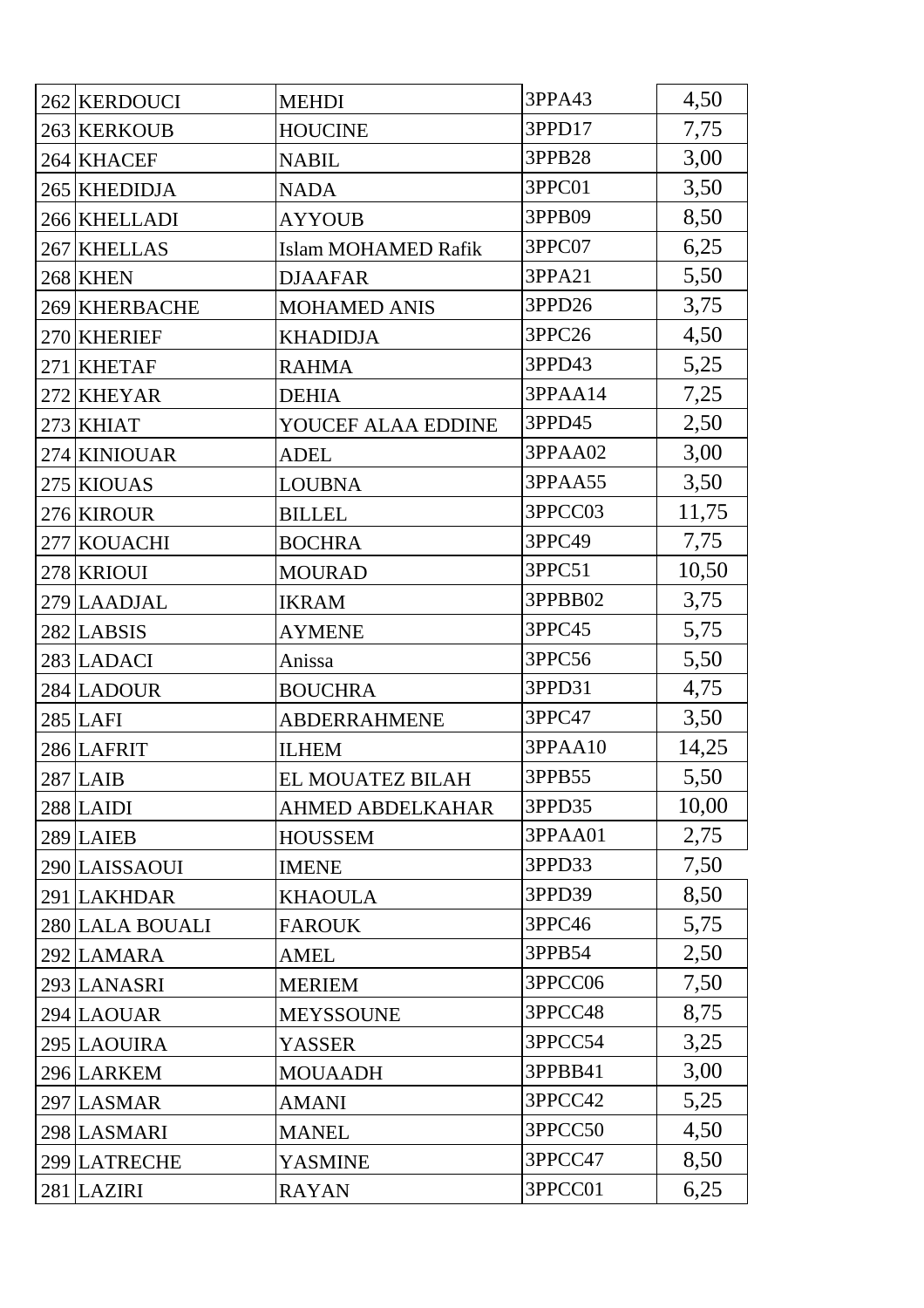| | | | | |
|---|---|---|---|---|
| 262 | KERDOUCI | MEHDI | 3PPA43 | 4,50 |
| 263 | KERKOUB | HOUCINE | 3PPD17 | 7,75 |
| 264 | KHACEF | NABIL | 3PPB28 | 3,00 |
| 265 | KHEDIDJA | NADA | 3PPC01 | 3,50 |
| 266 | KHELLADI | AYYOUB | 3PPB09 | 8,50 |
| 267 | KHELLAS | Islam MOHAMED Rafik | 3PPC07 | 6,25 |
| 268 | KHEN | DJAAFAR | 3PPA21 | 5,50 |
| 269 | KHERBACHE | MOHAMED ANIS | 3PPD26 | 3,75 |
| 270 | KHERIEF | KHADIDJA | 3PPC26 | 4,50 |
| 271 | KHETAF | RAHMA | 3PPD43 | 5,25 |
| 272 | KHEYAR | DEHIA | 3PPAA14 | 7,25 |
| 273 | KHIAT | YOUCEF ALAA EDDINE | 3PPD45 | 2,50 |
| 274 | KINIOUAR | ADEL | 3PPAA02 | 3,00 |
| 275 | KIOUAS | LOUBNA | 3PPAA55 | 3,50 |
| 276 | KIROUR | BILLEL | 3PPCC03 | 11,75 |
| 277 | KOUACHI | BOCHRA | 3PPC49 | 7,75 |
| 278 | KRIOUI | MOURAD | 3PPC51 | 10,50 |
| 279 | LAADJAL | IKRAM | 3PPBB02 | 3,75 |
| 282 | LABSIS | AYMENE | 3PPC45 | 5,75 |
| 283 | LADACI | Anissa | 3PPC56 | 5,50 |
| 284 | LADOUR | BOUCHRA | 3PPD31 | 4,75 |
| 285 | LAFI | ABDERRAHMENE | 3PPC47 | 3,50 |
| 286 | LAFRIT | ILHEM | 3PPAA10 | 14,25 |
| 287 | LAIB | EL MOUATEZ BILAH | 3PPB55 | 5,50 |
| 288 | LAIDI | AHMED ABDELKAHAR | 3PPD35 | 10,00 |
| 289 | LAIEB | HOUSSEM | 3PPAA01 | 2,75 |
| 290 | LAISSAOUI | IMENE | 3PPD33 | 7,50 |
| 291 | LAKHDAR | KHAOULA | 3PPD39 | 8,50 |
| 280 | LALA BOUALI | FAROUK | 3PPC46 | 5,75 |
| 292 | LAMARA | AMEL | 3PPB54 | 2,50 |
| 293 | LANASRI | MERIEM | 3PPCC06 | 7,50 |
| 294 | LAOUAR | MEYSSOUNE | 3PPCC48 | 8,75 |
| 295 | LAOUIRA | YASSER | 3PPCC54 | 3,25 |
| 296 | LARKEM | MOUAADH | 3PPBB41 | 3,00 |
| 297 | LASMAR | AMANI | 3PPCC42 | 5,25 |
| 298 | LASMARI | MANEL | 3PPCC50 | 4,50 |
| 299 | LATRECHE | YASMINE | 3PPCC47 | 8,50 |
| 281 | LAZIRI | RAYAN | 3PPCC01 | 6,25 |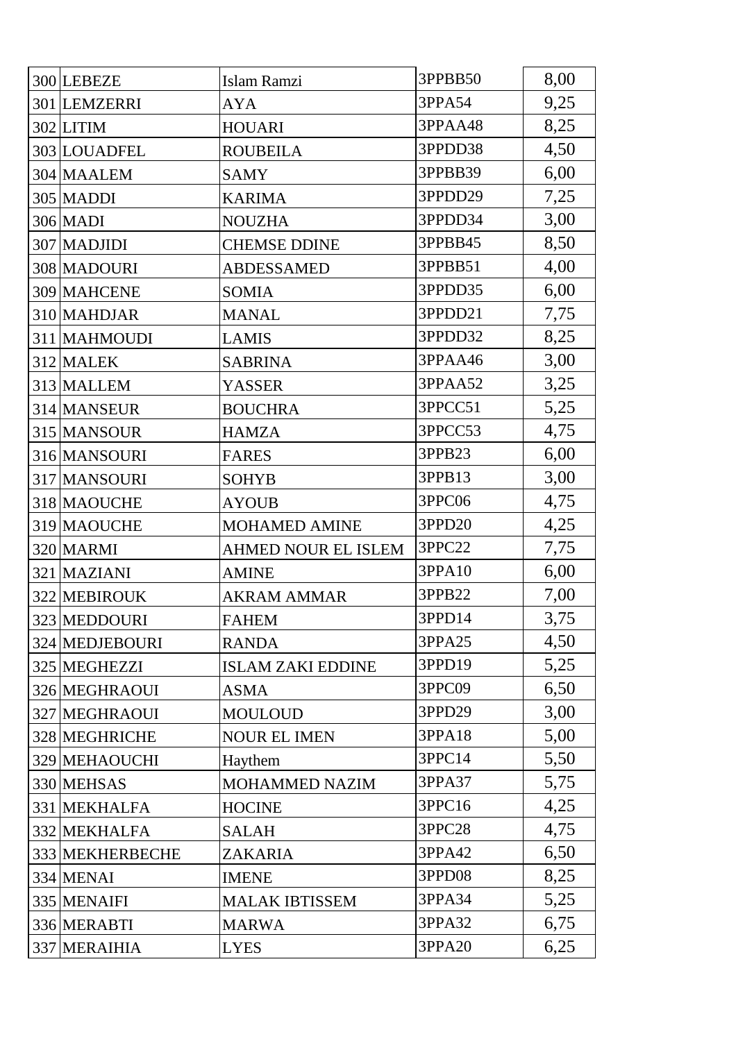| | | | |
|---|---|---|---|
| 300 | LEBEZE | Islam Ramzi | 3PPBB50 | 8,00 |
| 301 | LEMZERRI | AYA | 3PPA54 | 9,25 |
| 302 | LITIM | HOUARI | 3PPAA48 | 8,25 |
| 303 | LOUADFEL | ROUBEILA | 3PPDD38 | 4,50 |
| 304 | MAALEM | SAMY | 3PPBB39 | 6,00 |
| 305 | MADDI | KARIMA | 3PPDD29 | 7,25 |
| 306 | MADI | NOUZHA | 3PPDD34 | 3,00 |
| 307 | MADJIDI | CHEMSE DDINE | 3PPBB45 | 8,50 |
| 308 | MADOURI | ABDESSAMED | 3PPBB51 | 4,00 |
| 309 | MAHCENE | SOMIA | 3PPDD35 | 6,00 |
| 310 | MAHDJAR | MANAL | 3PPDD21 | 7,75 |
| 311 | MAHMOUDI | LAMIS | 3PPDD32 | 8,25 |
| 312 | MALEK | SABRINA | 3PPAA46 | 3,00 |
| 313 | MALLEM | YASSER | 3PPAA52 | 3,25 |
| 314 | MANSEUR | BOUCHRA | 3PPCC51 | 5,25 |
| 315 | MANSOUR | HAMZA | 3PPCC53 | 4,75 |
| 316 | MANSOURI | FARES | 3PPB23 | 6,00 |
| 317 | MANSOURI | SOHYB | 3PPB13 | 3,00 |
| 318 | MAOUCHE | AYOUB | 3PPC06 | 4,75 |
| 319 | MAOUCHE | MOHAMED AMINE | 3PPD20 | 4,25 |
| 320 | MARMI | AHMED NOUR EL ISLEM | 3PPC22 | 7,75 |
| 321 | MAZIANI | AMINE | 3PPA10 | 6,00 |
| 322 | MEBIROUK | AKRAM AMMAR | 3PPB22 | 7,00 |
| 323 | MEDDOURI | FAHEM | 3PPD14 | 3,75 |
| 324 | MEDJEBOURI | RANDA | 3PPA25 | 4,50 |
| 325 | MEGHEZZI | ISLAM ZAKI EDDINE | 3PPD19 | 5,25 |
| 326 | MEGHRAOUI | ASMA | 3PPC09 | 6,50 |
| 327 | MEGHRAOUI | MOULOUD | 3PPD29 | 3,00 |
| 328 | MEGHRICHE | NOUR EL IMEN | 3PPA18 | 5,00 |
| 329 | MEHAOUCHI | Haythem | 3PPC14 | 5,50 |
| 330 | MEHSAS | MOHAMMED NAZIM | 3PPA37 | 5,75 |
| 331 | MEKHALFA | HOCINE | 3PPC16 | 4,25 |
| 332 | MEKHALFA | SALAH | 3PPC28 | 4,75 |
| 333 | MEKHERBECHE | ZAKARIA | 3PPA42 | 6,50 |
| 334 | MENAI | IMENE | 3PPD08 | 8,25 |
| 335 | MENAIFI | MALAK IBTISSEM | 3PPA34 | 5,25 |
| 336 | MERABTI | MARWA | 3PPA32 | 6,75 |
| 337 | MERAIHIA | LYES | 3PPA20 | 6,25 |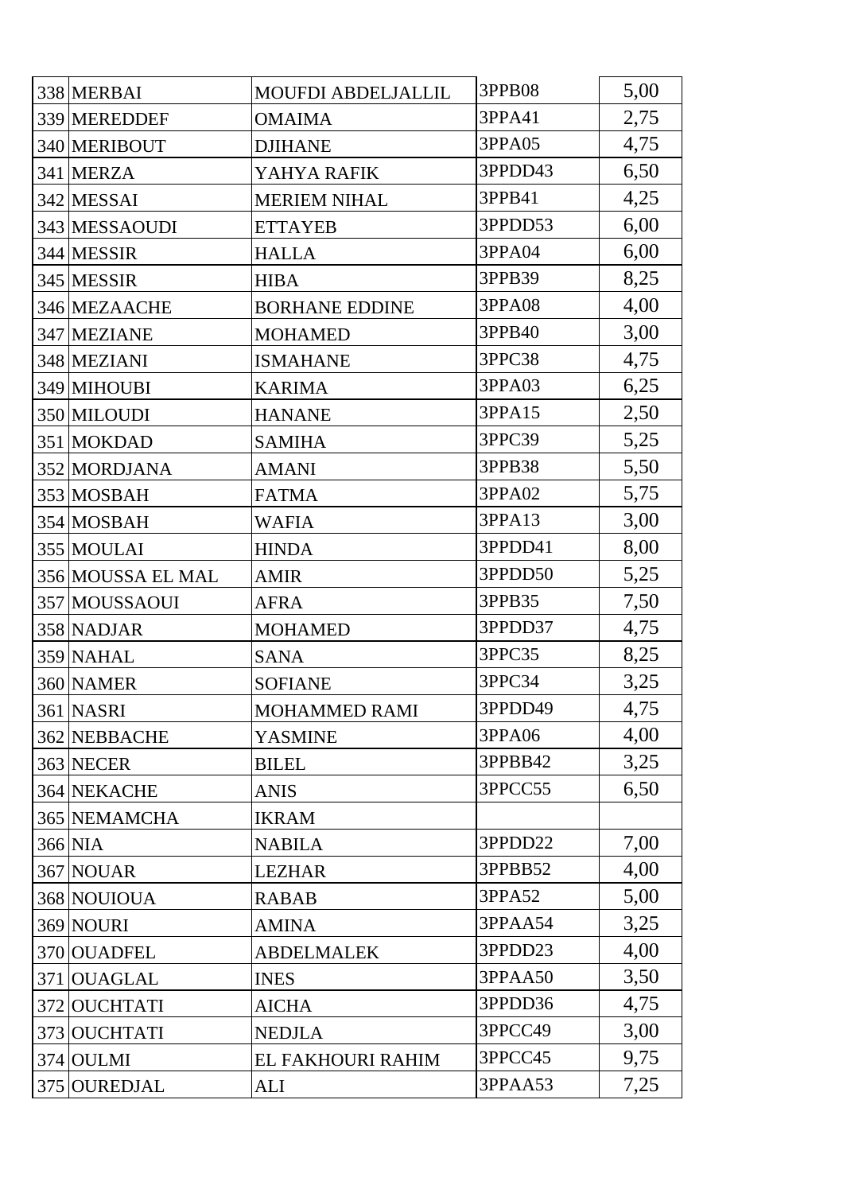| | | | | |
|---|---|---|---|---|
| 338 | MERBAI | MOUFDI ABDELJALLIL | 3PPB08 | 5,00 |
| 339 | MEREDDEF | OMAIMA | 3PPA41 | 2,75 |
| 340 | MERIBOUT | DJIHANE | 3PPA05 | 4,75 |
| 341 | MERZA | YAHYA RAFIK | 3PPDD43 | 6,50 |
| 342 | MESSAI | MERIEM NIHAL | 3PPB41 | 4,25 |
| 343 | MESSAOUDI | ETTAYEB | 3PPDD53 | 6,00 |
| 344 | MESSIR | HALLA | 3PPA04 | 6,00 |
| 345 | MESSIR | HIBA | 3PPB39 | 8,25 |
| 346 | MEZAACHE | BORHANE EDDINE | 3PPA08 | 4,00 |
| 347 | MEZIANE | MOHAMED | 3PPB40 | 3,00 |
| 348 | MEZIANI | ISMAHANE | 3PPC38 | 4,75 |
| 349 | MIHOUBI | KARIMA | 3PPA03 | 6,25 |
| 350 | MILOUDI | HANANE | 3PPA15 | 2,50 |
| 351 | MOKDAD | SAMIHA | 3PPC39 | 5,25 |
| 352 | MORDJANA | AMANI | 3PPB38 | 5,50 |
| 353 | MOSBAH | FATMA | 3PPA02 | 5,75 |
| 354 | MOSBAH | WAFIA | 3PPA13 | 3,00 |
| 355 | MOULAI | HINDA | 3PPDD41 | 8,00 |
| 356 | MOUSSA EL MAL | AMIR | 3PPDD50 | 5,25 |
| 357 | MOUSSAOUI | AFRA | 3PPB35 | 7,50 |
| 358 | NADJAR | MOHAMED | 3PPDD37 | 4,75 |
| 359 | NAHAL | SANA | 3PPC35 | 8,25 |
| 360 | NAMER | SOFIANE | 3PPC34 | 3,25 |
| 361 | NASRI | MOHAMMED RAMI | 3PPDD49 | 4,75 |
| 362 | NEBBACHE | YASMINE | 3PPA06 | 4,00 |
| 363 | NECER | BILEL | 3PPBB42 | 3,25 |
| 364 | NEKACHE | ANIS | 3PPCC55 | 6,50 |
| 365 | NEMAMCHA | IKRAM | | |
| 366 | NIA | NABILA | 3PPDD22 | 7,00 |
| 367 | NOUAR | LEZHAR | 3PPBB52 | 4,00 |
| 368 | NOUIOUA | RABAB | 3PPA52 | 5,00 |
| 369 | NOURI | AMINA | 3PPAA54 | 3,25 |
| 370 | OUADFEL | ABDELMALEK | 3PPDD23 | 4,00 |
| 371 | OUAGLAL | INES | 3PPAA50 | 3,50 |
| 372 | OUCHTATI | AICHA | 3PPDD36 | 4,75 |
| 373 | OUCHTATI | NEDJLA | 3PPCC49 | 3,00 |
| 374 | OULMI | EL FAKHOURI RAHIM | 3PPCC45 | 9,75 |
| 375 | OUREDJAL | ALI | 3PPAA53 | 7,25 |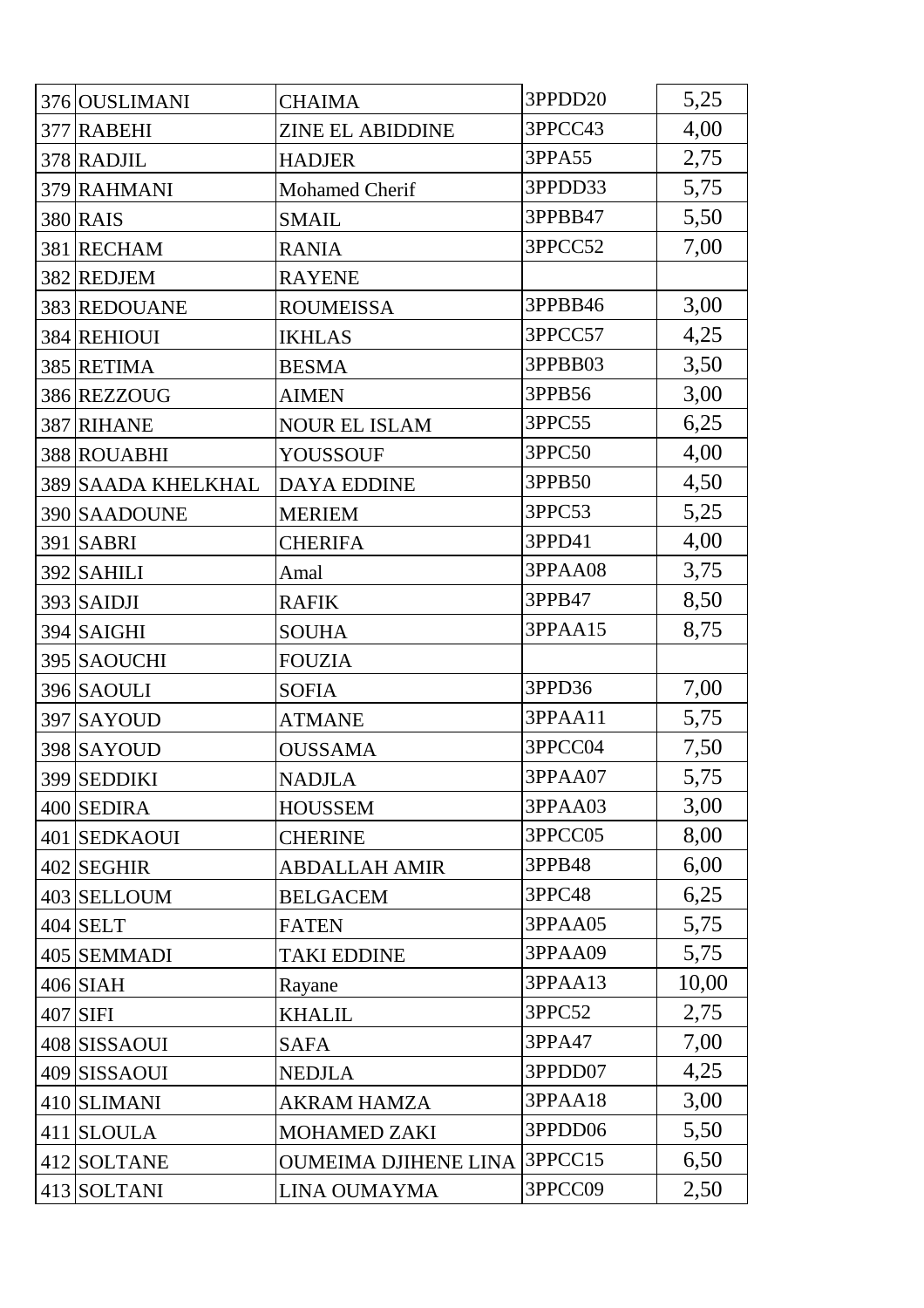| | | | | |
|---|---|---|---|---|
| 376 | OUSLIMANI | CHAIMA | 3PPDD20 | 5,25 |
| 377 | RABEHI | ZINE EL ABIDDINE | 3PPCC43 | 4,00 |
| 378 | RADJIL | HADJER | 3PPA55 | 2,75 |
| 379 | RAHMANI | Mohamed Cherif | 3PPDD33 | 5,75 |
| 380 | RAIS | SMAIL | 3PPBB47 | 5,50 |
| 381 | RECHAM | RANIA | 3PPCC52 | 7,00 |
| 382 | REDJEM | RAYENE | | |
| 383 | REDOUANE | ROUMEISSA | 3PPBB46 | 3,00 |
| 384 | REHIOUI | IKHLAS | 3PPCC57 | 4,25 |
| 385 | RETIMA | BESMA | 3PPBB03 | 3,50 |
| 386 | REZZOUG | AIMEN | 3PPB56 | 3,00 |
| 387 | RIHANE | NOUR EL ISLAM | 3PPC55 | 6,25 |
| 388 | ROUABHI | YOUSSOUF | 3PPC50 | 4,00 |
| 389 | SAADA KHELKHAL | DAYA EDDINE | 3PPB50 | 4,50 |
| 390 | SAADOUNE | MERIEM | 3PPC53 | 5,25 |
| 391 | SABRI | CHERIFA | 3PPD41 | 4,00 |
| 392 | SAHILI | Amal | 3PPAA08 | 3,75 |
| 393 | SAIDJI | RAFIK | 3PPB47 | 8,50 |
| 394 | SAIGHI | SOUHA | 3PPAA15 | 8,75 |
| 395 | SAOUCHI | FOUZIA | | |
| 396 | SAOULI | SOFIA | 3PPD36 | 7,00 |
| 397 | SAYOUD | ATMANE | 3PPAA11 | 5,75 |
| 398 | SAYOUD | OUSSAMA | 3PPCC04 | 7,50 |
| 399 | SEDDIKI | NADJLA | 3PPAA07 | 5,75 |
| 400 | SEDIRA | HOUSSEM | 3PPAA03 | 3,00 |
| 401 | SEDKAOUI | CHERINE | 3PPCC05 | 8,00 |
| 402 | SEGHIR | ABDALLAH AMIR | 3PPB48 | 6,00 |
| 403 | SELLOUM | BELGACEM | 3PPC48 | 6,25 |
| 404 | SELT | FATEN | 3PPAA05 | 5,75 |
| 405 | SEMMADI | TAKI EDDINE | 3PPAA09 | 5,75 |
| 406 | SIAH | Rayane | 3PPAA13 | 10,00 |
| 407 | SIFI | KHALIL | 3PPC52 | 2,75 |
| 408 | SISSAOUI | SAFA | 3PPA47 | 7,00 |
| 409 | SISSAOUI | NEDJLA | 3PPDD07 | 4,25 |
| 410 | SLIMANI | AKRAM HAMZA | 3PPAA18 | 3,00 |
| 411 | SLOULA | MOHAMED ZAKI | 3PPDD06 | 5,50 |
| 412 | SOLTANE | OUMEIMA DJIHENE LINA | 3PPCC15 | 6,50 |
| 413 | SOLTANI | LINA OUMAYMA | 3PPCC09 | 2,50 |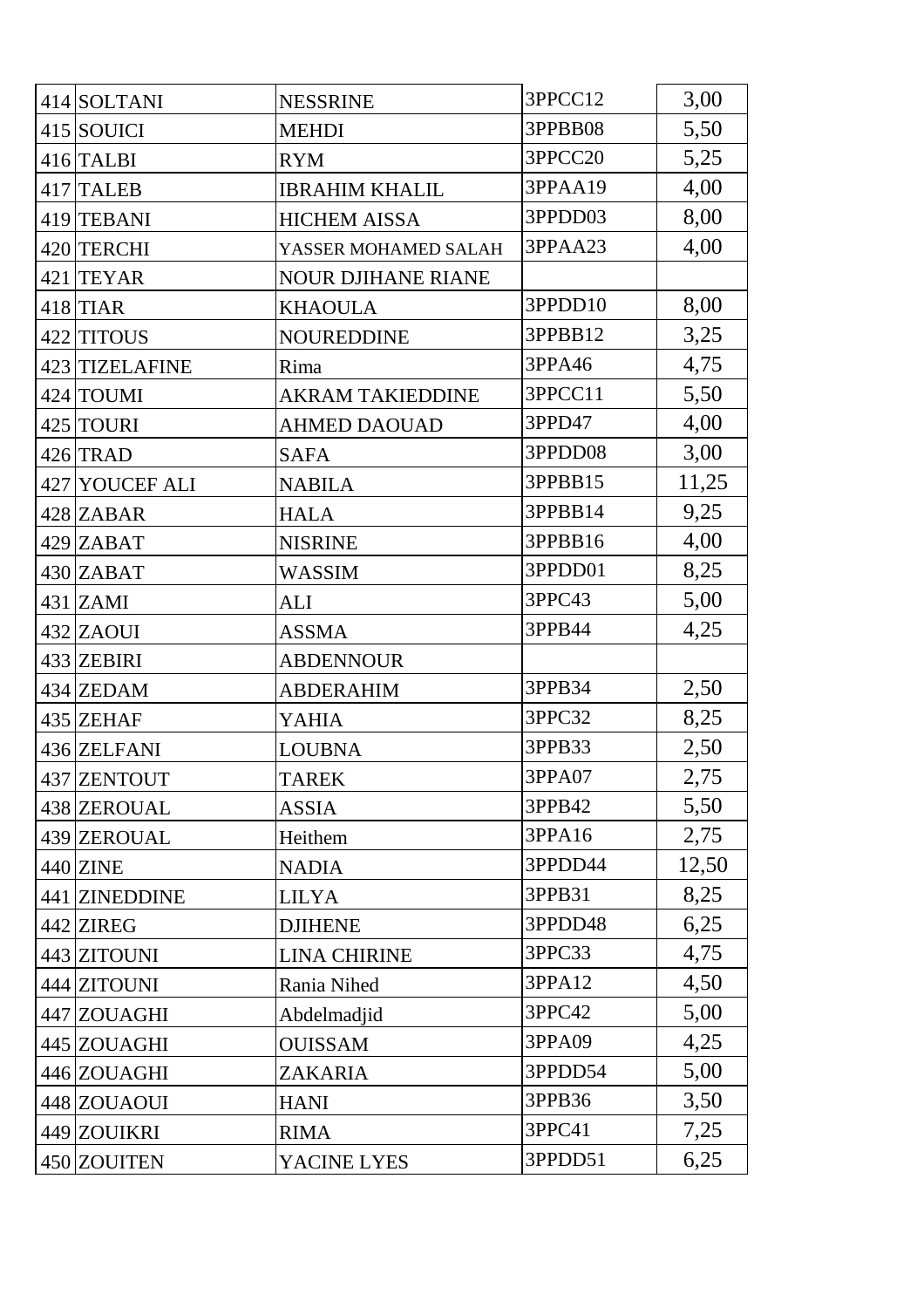| | | | | |
|---|---|---|---|---|
| 414 | SOLTANI | NESSRINE | 3PPCC12 | 3,00 |
| 415 | SOUICI | MEHDI | 3PPBB08 | 5,50 |
| 416 | TALBI | RYM | 3PPCC20 | 5,25 |
| 417 | TALEB | IBRAHIM KHALIL | 3PPAA19 | 4,00 |
| 419 | TEBANI | HICHEM AISSA | 3PPDD03 | 8,00 |
| 420 | TERCHI | YASSER MOHAMED SALAH | 3PPAA23 | 4,00 |
| 421 | TEYAR | NOUR DJIHANE RIANE | | |
| 418 | TIAR | KHAOULA | 3PPDD10 | 8,00 |
| 422 | TITOUS | NOUREDDINE | 3PPBB12 | 3,25 |
| 423 | TIZELAFINE | Rima | 3PPA46 | 4,75 |
| 424 | TOUMI | AKRAM TAKIEDDINE | 3PPCC11 | 5,50 |
| 425 | TOURI | AHMED DAOUAD | 3PPD47 | 4,00 |
| 426 | TRAD | SAFA | 3PPDD08 | 3,00 |
| 427 | YOUCEF ALI | NABILA | 3PPBB15 | 11,25 |
| 428 | ZABAR | HALA | 3PPBB14 | 9,25 |
| 429 | ZABAT | NISRINE | 3PPBB16 | 4,00 |
| 430 | ZABAT | WASSIM | 3PPDD01 | 8,25 |
| 431 | ZAMI | ALI | 3PPC43 | 5,00 |
| 432 | ZAOUI | ASSMA | 3PPB44 | 4,25 |
| 433 | ZEBIRI | ABDENNOUR | | |
| 434 | ZEDAM | ABDERAHIM | 3PPB34 | 2,50 |
| 435 | ZEHAF | YAHIA | 3PPC32 | 8,25 |
| 436 | ZELFANI | LOUBNA | 3PPB33 | 2,50 |
| 437 | ZENTOUT | TAREK | 3PPA07 | 2,75 |
| 438 | ZEROUAL | ASSIA | 3PPB42 | 5,50 |
| 439 | ZEROUAL | Heithem | 3PPA16 | 2,75 |
| 440 | ZINE | NADIA | 3PPDD44 | 12,50 |
| 441 | ZINEDDINE | LILYA | 3PPB31 | 8,25 |
| 442 | ZIREG | DJIHENE | 3PPDD48 | 6,25 |
| 443 | ZITOUNI | LINA CHIRINE | 3PPC33 | 4,75 |
| 444 | ZITOUNI | Rania Nihed | 3PPA12 | 4,50 |
| 447 | ZOUAGHI | Abdelmadjid | 3PPC42 | 5,00 |
| 445 | ZOUAGHI | OUISSAM | 3PPA09 | 4,25 |
| 446 | ZOUAGHI | ZAKARIA | 3PPDD54 | 5,00 |
| 448 | ZOUAOUI | HANI | 3PPB36 | 3,50 |
| 449 | ZOUIKRI | RIMA | 3PPC41 | 7,25 |
| 450 | ZOUITEN | YACINE LYES | 3PPDD51 | 6,25 |